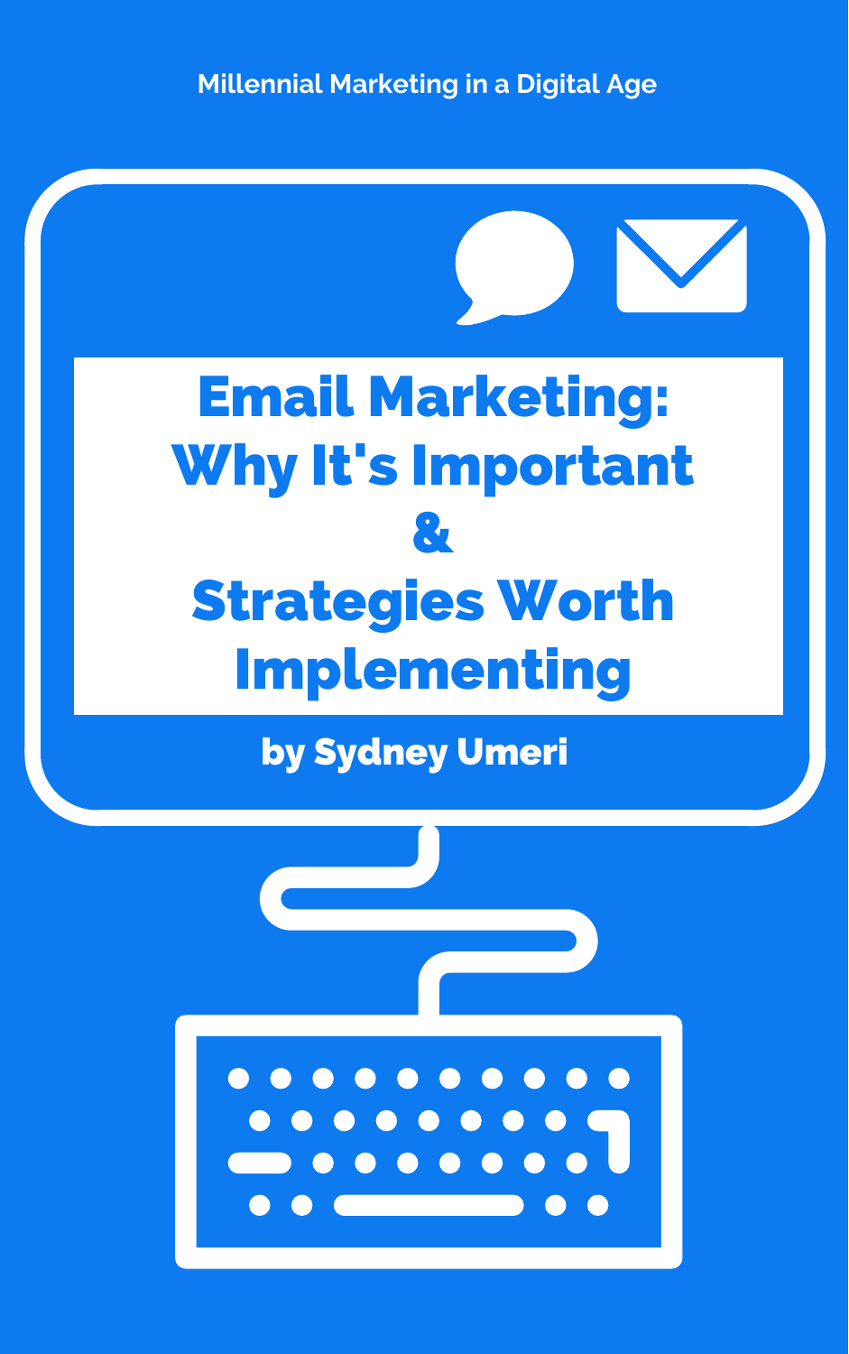Millennial Marketing in a Digital Age

# Email Marketing: Why It's Important & Strategies Worth Implementing

by Sydney Umeri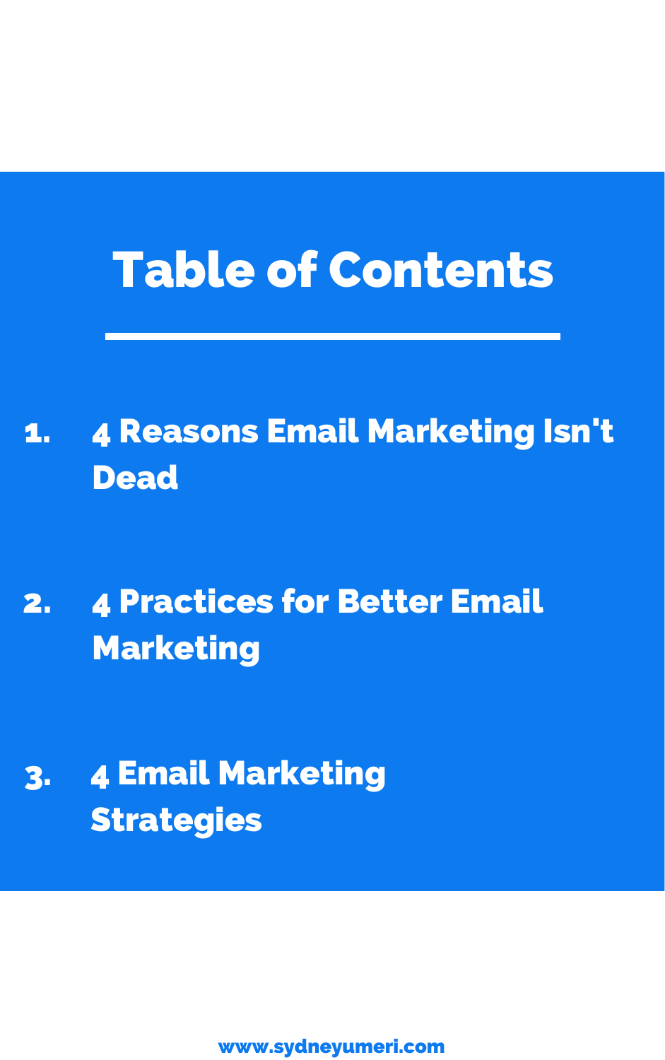# Table of Contents

1. 4 Reasons Email Marketing Isn't Dead
2. 4 Practices for Better Email Marketing
3. 4 Email Marketing Strategies

www.sydneyumeri.com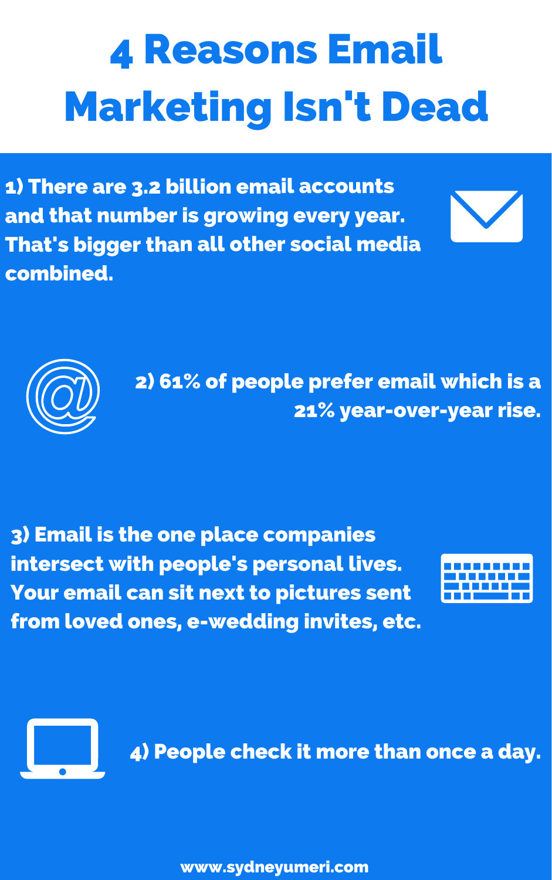# 4 Reasons Email Marketing Isn't Dead

1) There are 3.2 billion email accounts and that number is growing every year. That's bigger than all other social media combined.

2) 61% of people prefer email which is a 21% year-over-year rise.

3) Email is the one place companies intersect with people's personal lives. Your email can sit next to pictures sent from loved ones, e-wedding invites, etc.

4) People check it more than once a day.

www.sydneyumeri.com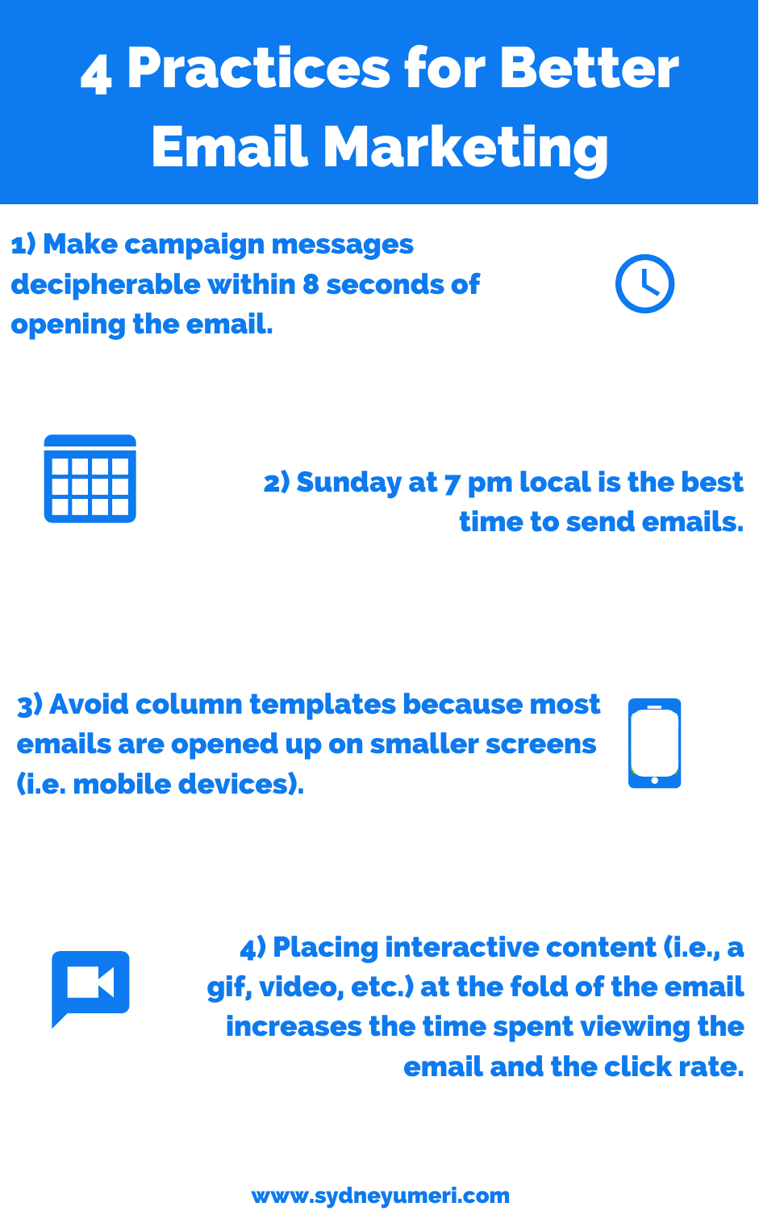# 4 Practices for Better Email Marketing

1) Make campaign messages decipherable within 8 seconds of opening the email.

2) Sunday at 7 pm local is the best time to send emails.

3) Avoid column templates because most emails are opened up on smaller screens (i.e. mobile devices).

4) Placing interactive content (i.e., a gif, video, etc.) at the fold of the email increases the time spent viewing the email and the click rate.

www.sydneyumeri.com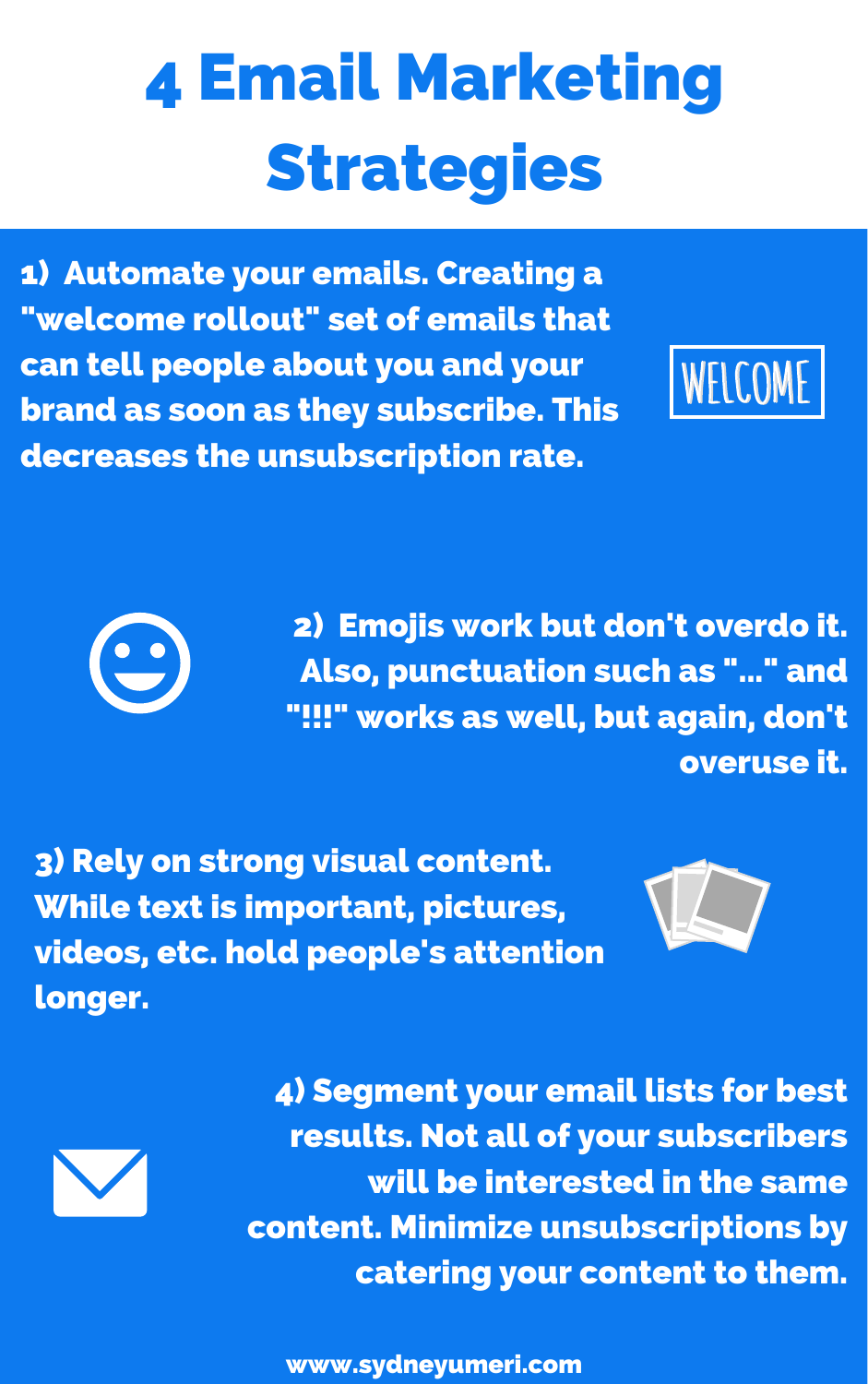# 4 Email Marketing Strategies

1) Automate your emails. Creating a "welcome rollout" set of emails that can tell people about you and your brand as soon as they subscribe. This decreases the unsubscription rate.

2) Emojis work but don't overdo it. Also, punctuation such as "..." and "!!!" works as well, but again, don't overuse it.

3) Rely on strong visual content. While text is important, pictures, videos, etc. hold people's attention longer.

4) Segment your email lists for best results. Not all of your subscribers will be interested in the same content. Minimize unsubscriptions by catering your content to them.

www.sydneyumeri.com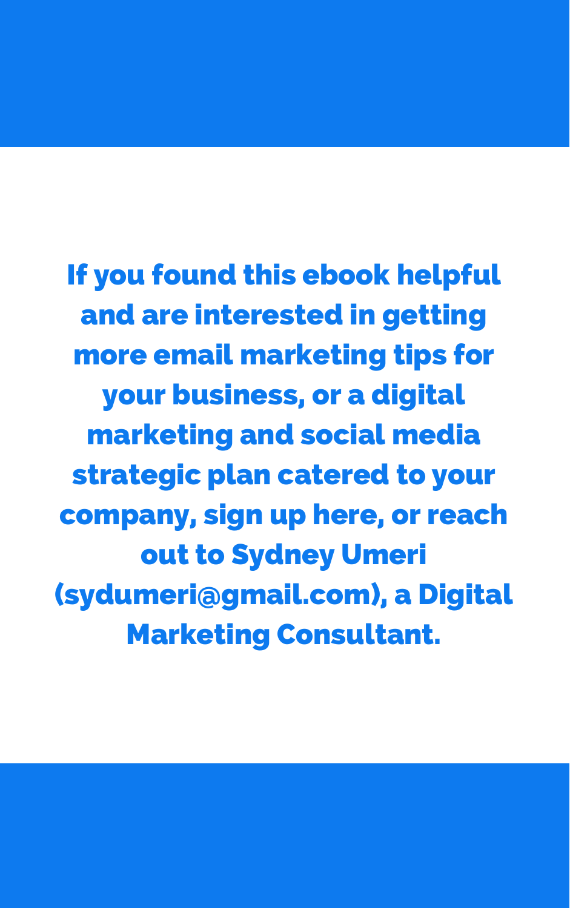**If you found this ebook helpful and are interested in getting more email marketing tips for your business, or a digital marketing and social media strategic plan catered to your company, sign up here, or reach out to Sydney Umeri (sydumeri@gmail.com), a Digital Marketing Consultant.**